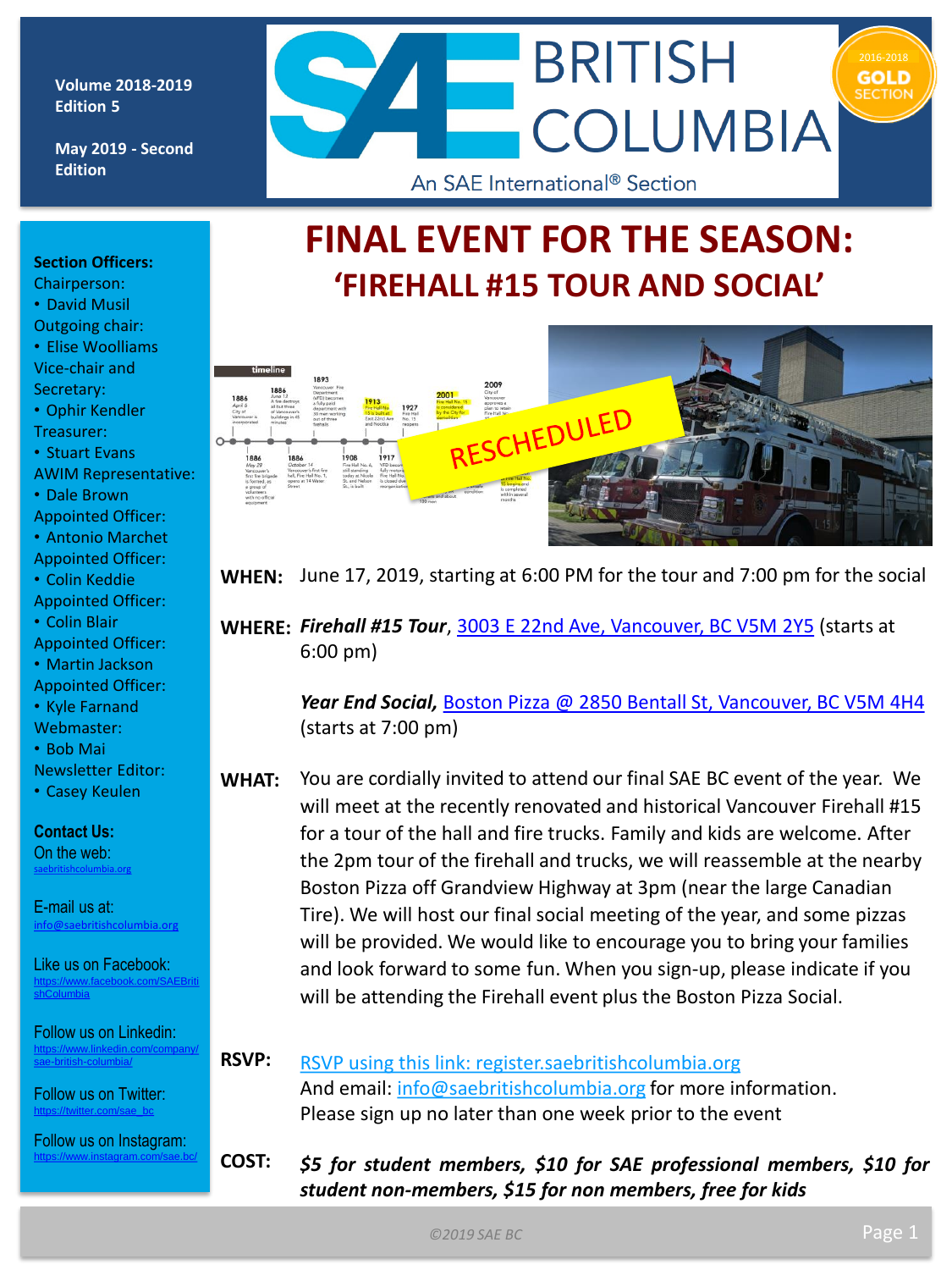Volume 2018-2019
Edition 5

May 2019 - Second Edition

# SAE BRITISH COLUMBIA

An SAE International® Section

2016-2018 GOLD SECTION

**Section Officers:**
Chairperson:
- David Musil

Outgoing chair:
- Elise Woolliams

Vice-chair and Secretary:
- Ophir Kendler

Treasurer:
- Stuart Evans

AWIM Representative:
- Dale Brown

Appointed Officer:
- Antonio Marchet

Appointed Officer:
- Colin Keddie

Appointed Officer:
- Colin Blair

Appointed Officer:
- Martin Jackson

Appointed Officer:
- Kyle Farnand

Webmaster:
- Bob Mai

Newsletter Editor:
- Casey Keulen

**Contact Us:**
On the web:
saebritishcolumbia.org

E-mail us at:
info@saebritishcolumbia.org

Like us on Facebook:
https://www.facebook.com/SAEBritishColumbia

Follow us on Linkedin:
https://www.linkedin.com/company/sae-british-columbia/

Follow us on Twitter:
https://twitter.com/sae_bc

Follow us on Instagram:
https://www.instagram.com/sae.bc/

# FINAL EVENT FOR THE SEASON:
## 'FIREHALL #15 TOUR AND SOCIAL'

RESCHEDULED

**WHEN:** June 17, 2019, starting at 6:00 PM for the tour and 7:00 pm for the social

**WHERE:** ***Firehall #15 Tour***, 3003 E 22nd Ave, Vancouver, BC V5M 2Y5 (starts at 6:00 pm)

***Year End Social,*** Boston Pizza @ 2850 Bentall St, Vancouver, BC V5M 4H4 (starts at 7:00 pm)

**WHAT:** You are cordially invited to attend our final SAE BC event of the year. We will meet at the recently renovated and historical Vancouver Firehall #15 for a tour of the hall and fire trucks. Family and kids are welcome. After the 2pm tour of the firehall and trucks, we will reassemble at the nearby Boston Pizza off Grandview Highway at 3pm (near the large Canadian Tire). We will host our final social meeting of the year, and some pizzas will be provided. We would like to encourage you to bring your families and look forward to some fun. When you sign-up, please indicate if you will be attending the Firehall event plus the Boston Pizza Social.

**RSVP:** RSVP using this link: register.saebritishcolumbia.org
And email: info@saebritishcolumbia.org for more information.
Please sign up no later than one week prior to the event

**COST:** ***$5 for student members, $10 for SAE professional members, $10 for student non-members, $15 for non members, free for kids***

*©2019 SAE BC*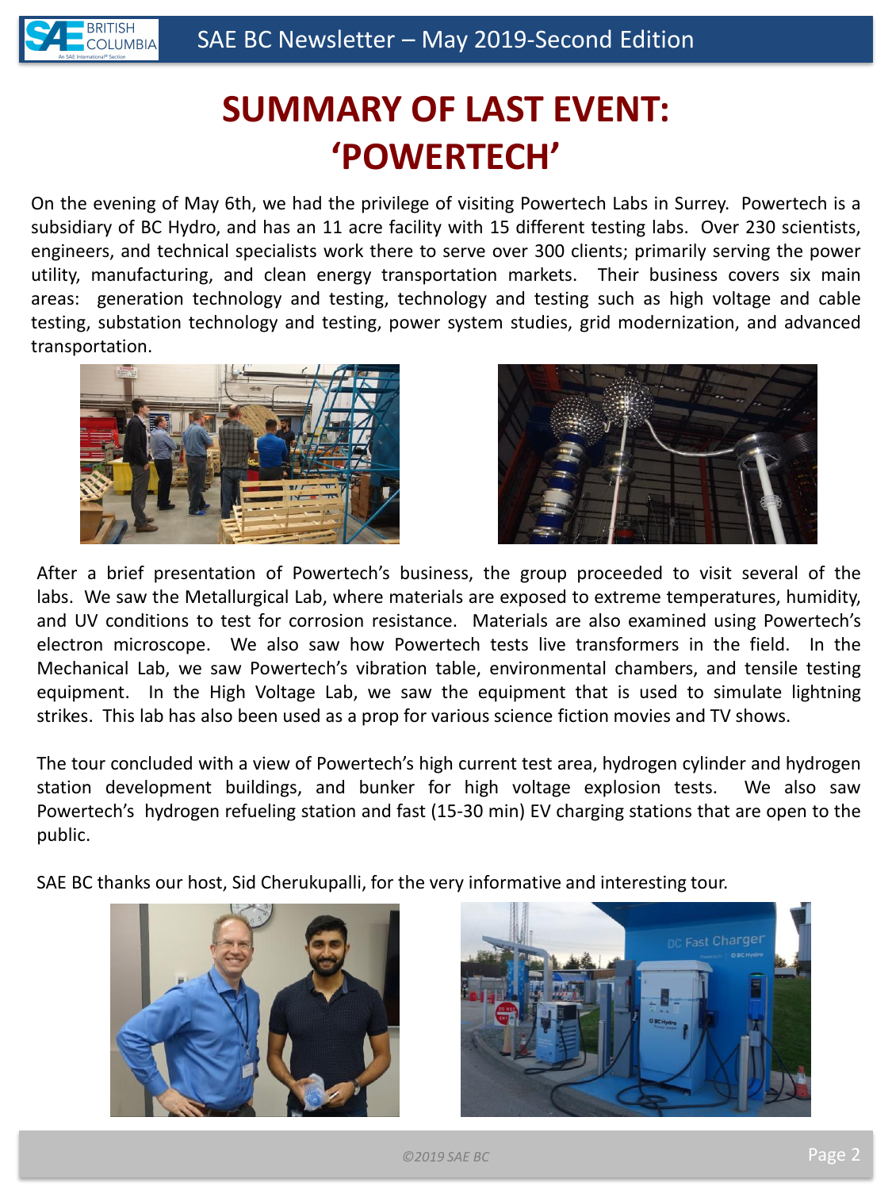# SUMMARY OF LAST EVENT: 'POWERTECH'

On the evening of May 6th, we had the privilege of visiting Powertech Labs in Surrey. Powertech is a subsidiary of BC Hydro, and has an 11 acre facility with 15 different testing labs. Over 230 scientists, engineers, and technical specialists work there to serve over 300 clients; primarily serving the power utility, manufacturing, and clean energy transportation markets. Their business covers six main areas: generation technology and testing, technology and testing such as high voltage and cable testing, substation technology and testing, power system studies, grid modernization, and advanced transportation.

After a brief presentation of Powertech's business, the group proceeded to visit several of the labs. We saw the Metallurgical Lab, where materials are exposed to extreme temperatures, humidity, and UV conditions to test for corrosion resistance. Materials are also examined using Powertech's electron microscope. We also saw how Powertech tests live transformers in the field. In the Mechanical Lab, we saw Powertech's vibration table, environmental chambers, and tensile testing equipment. In the High Voltage Lab, we saw the equipment that is used to simulate lightning strikes. This lab has also been used as a prop for various science fiction movies and TV shows.

The tour concluded with a view of Powertech's high current test area, hydrogen cylinder and hydrogen station development buildings, and bunker for high voltage explosion tests. We also saw Powertech's hydrogen refueling station and fast (15-30 min) EV charging stations that are open to the public.

SAE BC thanks our host, Sid Cherukupalli, for the very informative and interesting tour.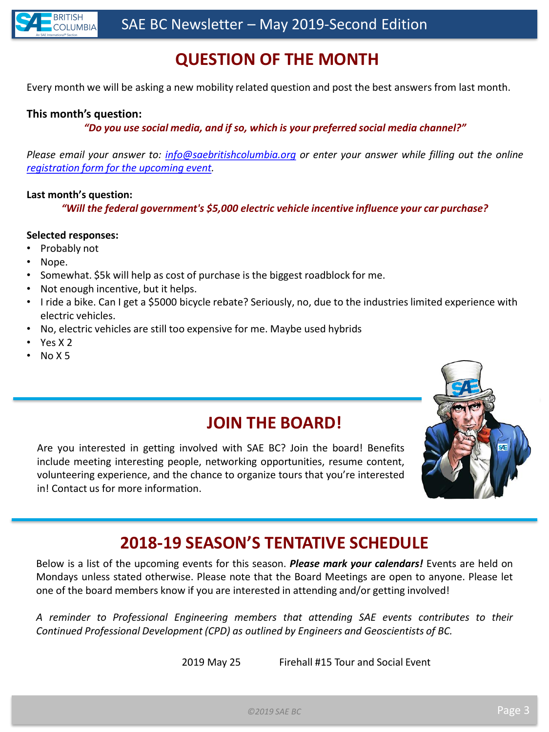# QUESTION OF THE MONTH

Every month we will be asking a new mobility related question and post the best answers from last month.

**This month's question:**

***"Do you use social media, and if so, which is your preferred social media channel?"***

*Please email your answer to: [info@saebritishcolumbia.org](mailto:info@saebritishcolumbia.org) or enter your answer while filling out the online [registration form for the upcoming event](#).*

**Last month's question:**

***"Will the federal government's $5,000 electric vehicle incentive influence your car purchase?***

**Selected responses:**

- Probably not
- Nope.
- Somewhat. $5k will help as cost of purchase is the biggest roadblock for me.
- Not enough incentive, but it helps.
- I ride a bike. Can I get a $5000 bicycle rebate? Seriously, no, due to the industries limited experience with electric vehicles.
- No, electric vehicles are still too expensive for me. Maybe used hybrids
- Yes X 2
- No X 5

# JOIN THE BOARD!

Are you interested in getting involved with SAE BC? Join the board! Benefits include meeting interesting people, networking opportunities, resume content, volunteering experience, and the chance to organize tours that you're interested in! Contact us for more information.

# 2018-19 SEASON'S TENTATIVE SCHEDULE

Below is a list of the upcoming events for this season. ***Please mark your calendars!*** Events are held on Mondays unless stated otherwise. Please note that the Board Meetings are open to anyone. Please let one of the board members know if you are interested in attending and/or getting involved!

*A reminder to Professional Engineering members that attending SAE events contributes to their Continued Professional Development (CPD) as outlined by Engineers and Geoscientists of BC.*

| | |
|---|---|
| 2019 May 25 | Firehall #15 Tour and Social Event |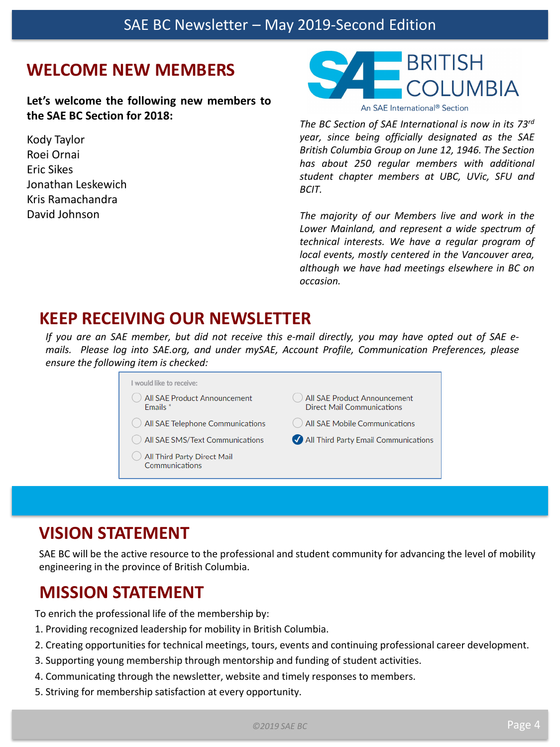## WELCOME NEW MEMBERS

**Let's welcome the following new members to the SAE BC Section for 2018:**

Kody Taylor
Roei Ornai
Eric Sikes
Jonathan Leskewich
Kris Ramachandra
David Johnson

SAE BRITISH COLUMBIA
An SAE International® Section

*The BC Section of SAE International is now in its 73rd year, since being officially designated as the SAE British Columbia Group on June 12, 1946. The Section has about 250 regular members with additional student chapter members at UBC, UVic, SFU and BCIT.*

*The majority of our Members live and work in the Lower Mainland, and represent a wide spectrum of technical interests. We have a regular program of local events, mostly centered in the Vancouver area, although we have had meetings elsewhere in BC on occasion.*

## KEEP RECEIVING OUR NEWSLETTER

*If you are an SAE member, but did not receive this e-mail directly, you may have opted out of SAE e-mails. Please log into SAE.org, and under mySAE, Account Profile, Communication Preferences, please ensure the following item is checked:*

I would like to receive:

- ( ) All SAE Product Announcement Emails *
- ( ) All SAE Product Announcement Direct Mail Communications
- ( ) All SAE Telephone Communications
- ( ) All SAE Mobile Communications
- ( ) All SAE SMS/Text Communications
- (✓) All Third Party Email Communications
- ( ) All Third Party Direct Mail Communications

## VISION STATEMENT

SAE BC will be the active resource to the professional and student community for advancing the level of mobility engineering in the province of British Columbia.

## MISSION STATEMENT

To enrich the professional life of the membership by:

1. Providing recognized leadership for mobility in British Columbia.
2. Creating opportunities for technical meetings, tours, events and continuing professional career development.
3. Supporting young membership through mentorship and funding of student activities.
4. Communicating through the newsletter, website and timely responses to members.
5. Striving for membership satisfaction at every opportunity.

*©2019 SAE BC*